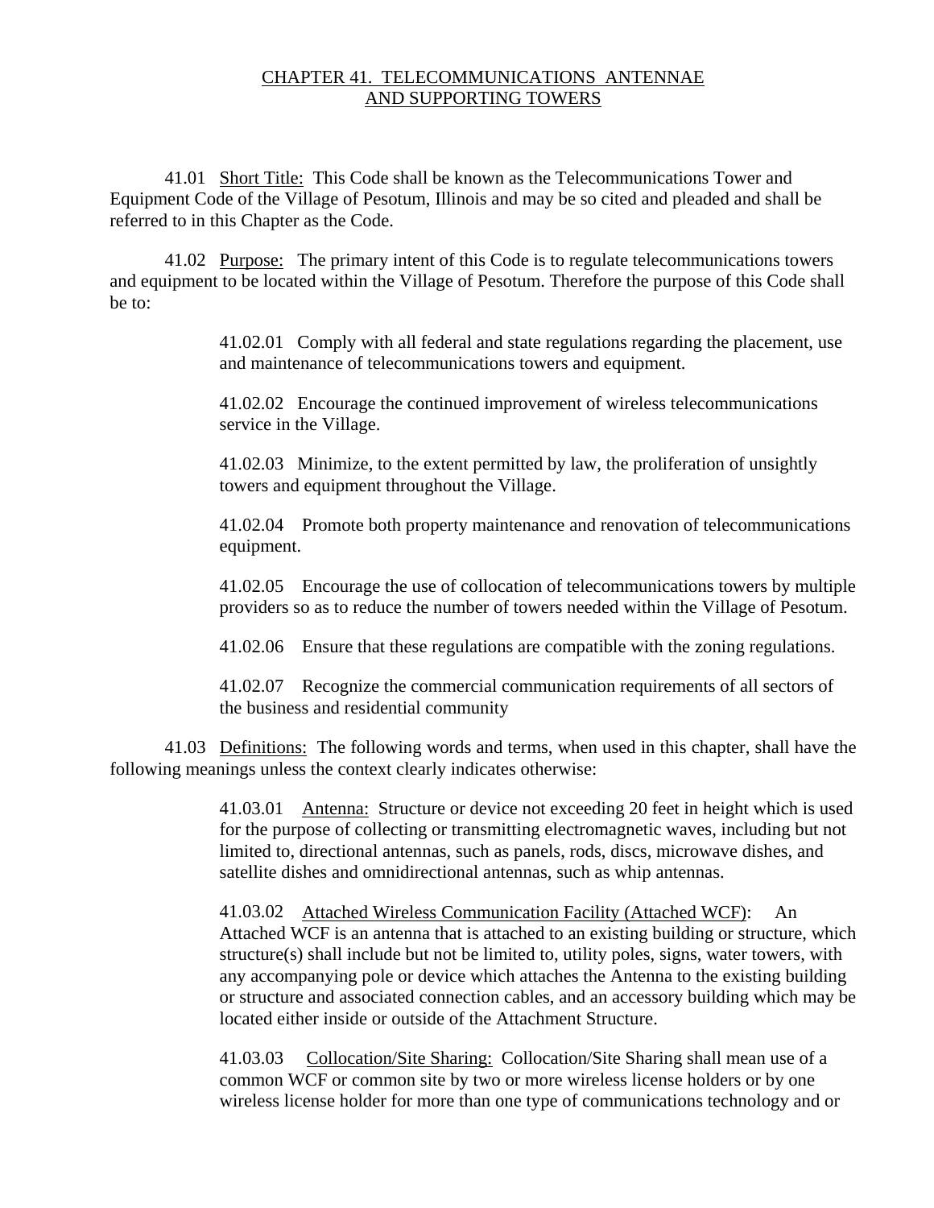# CHAPTER 41. TELECOMMUNICATIONS ANTENNAE AND SUPPORTING TOWERS

41.01 Short Title: This Code shall be known as the Telecommunications Tower and Equipment Code of the Village of Pesotum, Illinois and may be so cited and pleaded and shall be referred to in this Chapter as the Code.

41.02 Purpose: The primary intent of this Code is to regulate telecommunications towers and equipment to be located within the Village of Pesotum. Therefore the purpose of this Code shall be to:

> 41.02.01 Comply with all federal and state regulations regarding the placement, use and maintenance of telecommunications towers and equipment.
>
> 41.02.02 Encourage the continued improvement of wireless telecommunications service in the Village.
>
> 41.02.03 Minimize, to the extent permitted by law, the proliferation of unsightly towers and equipment throughout the Village.
>
> 41.02.04 Promote both property maintenance and renovation of telecommunications equipment.
>
> 41.02.05 Encourage the use of collocation of telecommunications towers by multiple providers so as to reduce the number of towers needed within the Village of Pesotum.
>
> 41.02.06 Ensure that these regulations are compatible with the zoning regulations.
>
> 41.02.07 Recognize the commercial communication requirements of all sectors of the business and residential community

41.03 Definitions: The following words and terms, when used in this chapter, shall have the following meanings unless the context clearly indicates otherwise:

> 41.03.01 Antenna: Structure or device not exceeding 20 feet in height which is used for the purpose of collecting or transmitting electromagnetic waves, including but not limited to, directional antennas, such as panels, rods, discs, microwave dishes, and satellite dishes and omnidirectional antennas, such as whip antennas.
>
> 41.03.02 Attached Wireless Communication Facility (Attached WCF): An Attached WCF is an antenna that is attached to an existing building or structure, which structure(s) shall include but not be limited to, utility poles, signs, water towers, with any accompanying pole or device which attaches the Antenna to the existing building or structure and associated connection cables, and an accessory building which may be located either inside or outside of the Attachment Structure.
>
> 41.03.03 Collocation/Site Sharing: Collocation/Site Sharing shall mean use of a common WCF or common site by two or more wireless license holders or by one wireless license holder for more than one type of communications technology and or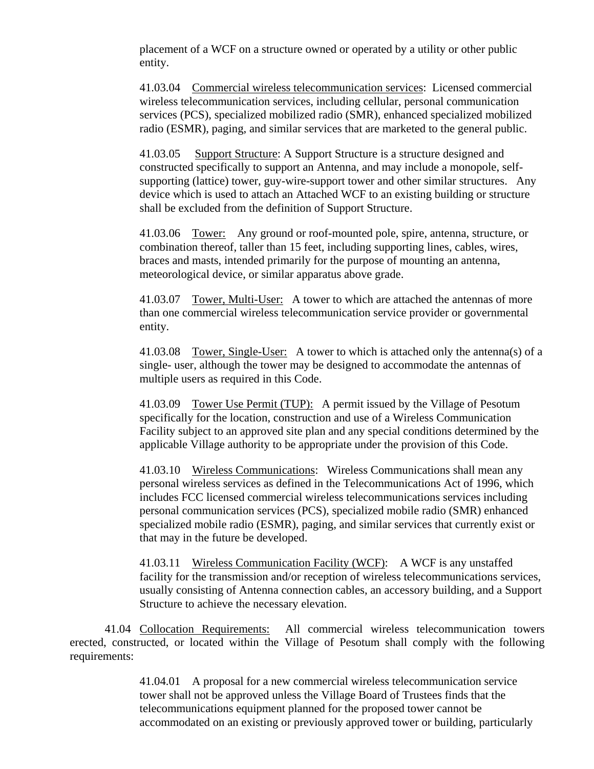placement of a WCF on a structure owned or operated by a utility or other public entity.

41.03.04 Commercial wireless telecommunication services: Licensed commercial wireless telecommunication services, including cellular, personal communication services (PCS), specialized mobilized radio (SMR), enhanced specialized mobilized radio (ESMR), paging, and similar services that are marketed to the general public.

41.03.05 Support Structure: A Support Structure is a structure designed and constructed specifically to support an Antenna, and may include a monopole, self-supporting (lattice) tower, guy-wire-support tower and other similar structures. Any device which is used to attach an Attached WCF to an existing building or structure shall be excluded from the definition of Support Structure.

41.03.06 Tower: Any ground or roof-mounted pole, spire, antenna, structure, or combination thereof, taller than 15 feet, including supporting lines, cables, wires, braces and masts, intended primarily for the purpose of mounting an antenna, meteorological device, or similar apparatus above grade.

41.03.07 Tower, Multi-User: A tower to which are attached the antennas of more than one commercial wireless telecommunication service provider or governmental entity.

41.03.08 Tower, Single-User: A tower to which is attached only the antenna(s) of a single- user, although the tower may be designed to accommodate the antennas of multiple users as required in this Code.

41.03.09 Tower Use Permit (TUP): A permit issued by the Village of Pesotum specifically for the location, construction and use of a Wireless Communication Facility subject to an approved site plan and any special conditions determined by the applicable Village authority to be appropriate under the provision of this Code.

41.03.10 Wireless Communications: Wireless Communications shall mean any personal wireless services as defined in the Telecommunications Act of 1996, which includes FCC licensed commercial wireless telecommunications services including personal communication services (PCS), specialized mobile radio (SMR) enhanced specialized mobile radio (ESMR), paging, and similar services that currently exist or that may in the future be developed.

41.03.11 Wireless Communication Facility (WCF): A WCF is any unstaffed facility for the transmission and/or reception of wireless telecommunications services, usually consisting of Antenna connection cables, an accessory building, and a Support Structure to achieve the necessary elevation.

41.04 Collocation Requirements: All commercial wireless telecommunication towers erected, constructed, or located within the Village of Pesotum shall comply with the following requirements:

41.04.01 A proposal for a new commercial wireless telecommunication service tower shall not be approved unless the Village Board of Trustees finds that the telecommunications equipment planned for the proposed tower cannot be accommodated on an existing or previously approved tower or building, particularly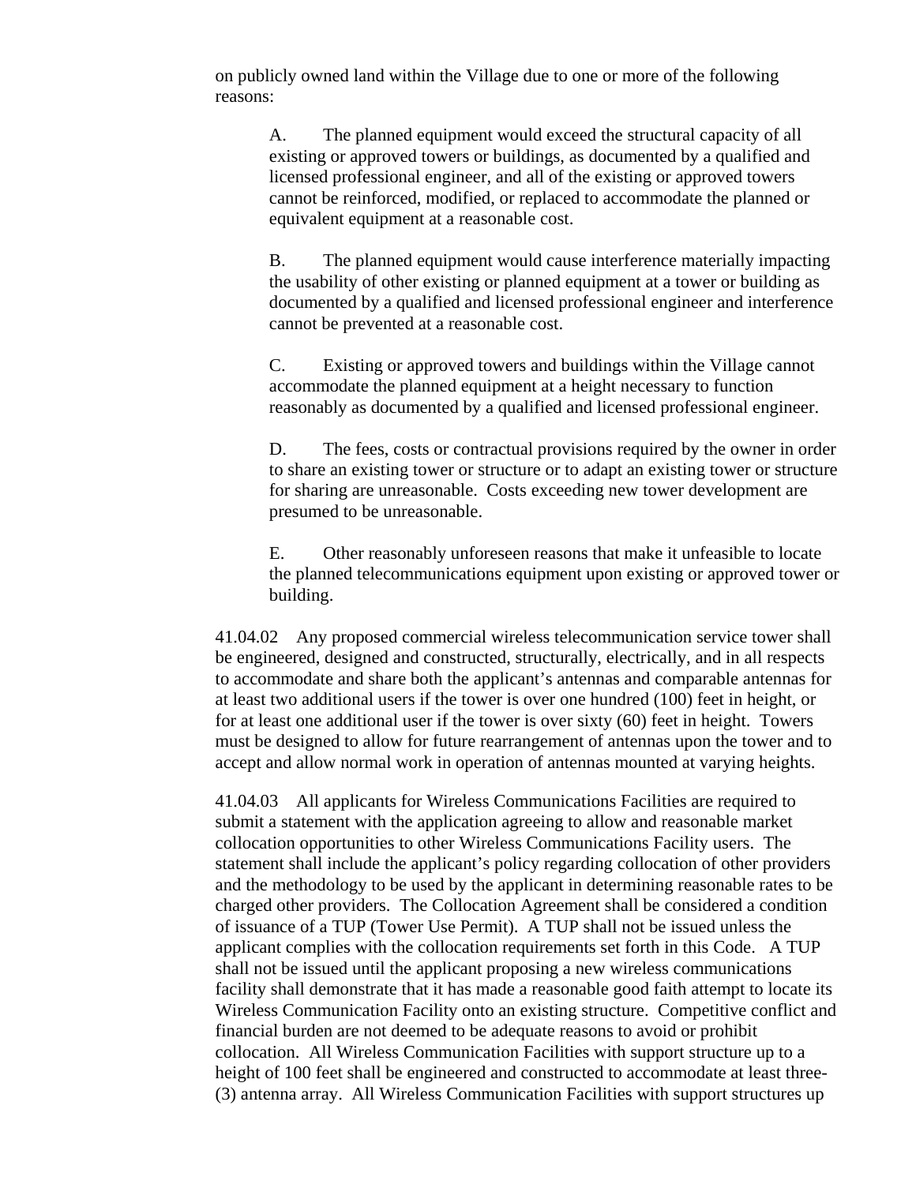on publicly owned land within the Village due to one or more of the following reasons:

A. The planned equipment would exceed the structural capacity of all existing or approved towers or buildings, as documented by a qualified and licensed professional engineer, and all of the existing or approved towers cannot be reinforced, modified, or replaced to accommodate the planned or equivalent equipment at a reasonable cost.

B. The planned equipment would cause interference materially impacting the usability of other existing or planned equipment at a tower or building as documented by a qualified and licensed professional engineer and interference cannot be prevented at a reasonable cost.

C. Existing or approved towers and buildings within the Village cannot accommodate the planned equipment at a height necessary to function reasonably as documented by a qualified and licensed professional engineer.

D. The fees, costs or contractual provisions required by the owner in order to share an existing tower or structure or to adapt an existing tower or structure for sharing are unreasonable. Costs exceeding new tower development are presumed to be unreasonable.

E. Other reasonably unforeseen reasons that make it unfeasible to locate the planned telecommunications equipment upon existing or approved tower or building.

41.04.02 Any proposed commercial wireless telecommunication service tower shall be engineered, designed and constructed, structurally, electrically, and in all respects to accommodate and share both the applicant's antennas and comparable antennas for at least two additional users if the tower is over one hundred (100) feet in height, or for at least one additional user if the tower is over sixty (60) feet in height. Towers must be designed to allow for future rearrangement of antennas upon the tower and to accept and allow normal work in operation of antennas mounted at varying heights.

41.04.03 All applicants for Wireless Communications Facilities are required to submit a statement with the application agreeing to allow and reasonable market collocation opportunities to other Wireless Communications Facility users. The statement shall include the applicant's policy regarding collocation of other providers and the methodology to be used by the applicant in determining reasonable rates to be charged other providers. The Collocation Agreement shall be considered a condition of issuance of a TUP (Tower Use Permit). A TUP shall not be issued unless the applicant complies with the collocation requirements set forth in this Code. A TUP shall not be issued until the applicant proposing a new wireless communications facility shall demonstrate that it has made a reasonable good faith attempt to locate its Wireless Communication Facility onto an existing structure. Competitive conflict and financial burden are not deemed to be adequate reasons to avoid or prohibit collocation. All Wireless Communication Facilities with support structure up to a height of 100 feet shall be engineered and constructed to accommodate at least three-(3) antenna array. All Wireless Communication Facilities with support structures up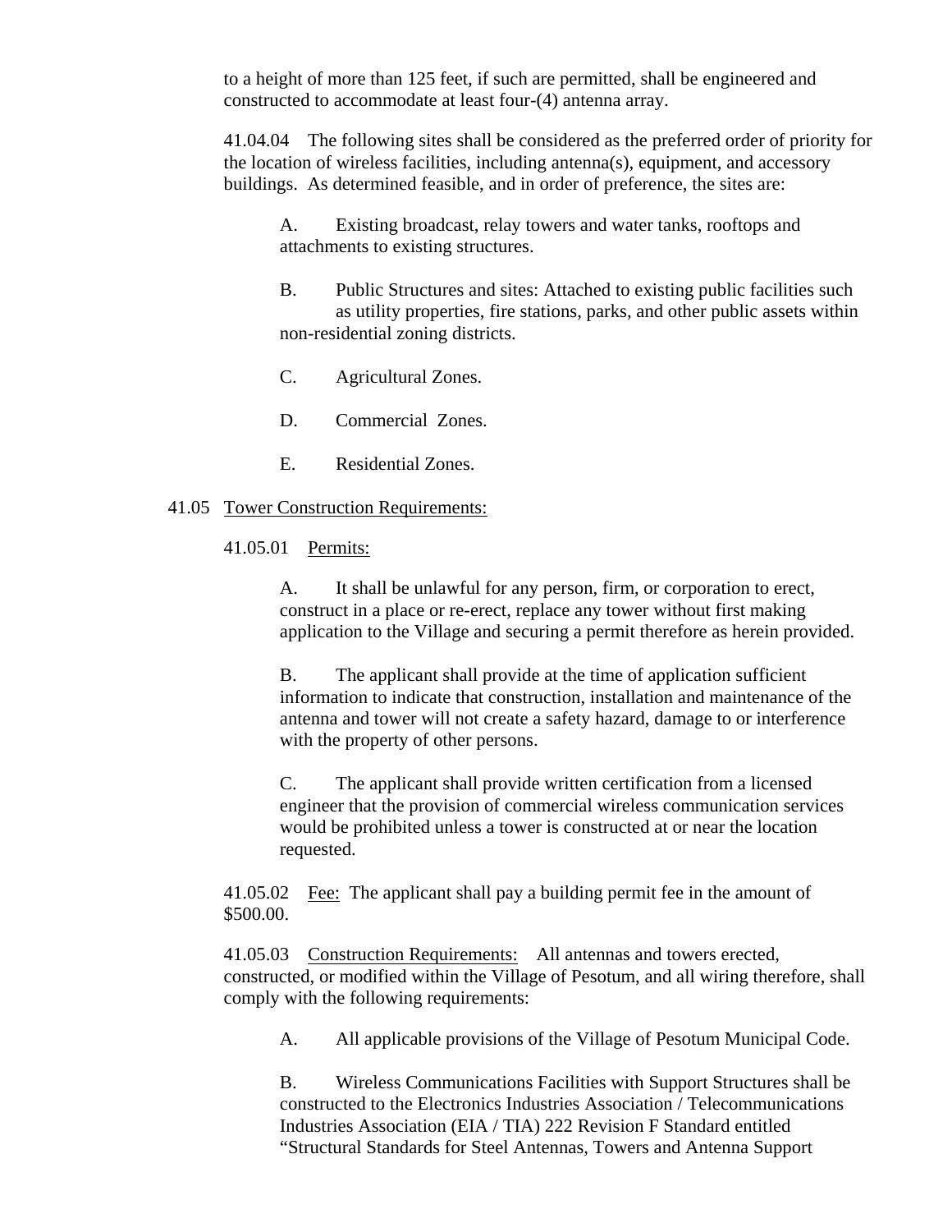to a height of more than 125 feet, if such are permitted, shall be engineered and constructed to accommodate at least four-(4) antenna array.

41.04.04 The following sites shall be considered as the preferred order of priority for the location of wireless facilities, including antenna(s), equipment, and accessory buildings. As determined feasible, and in order of preference, the sites are:

A. Existing broadcast, relay towers and water tanks, rooftops and attachments to existing structures.

B. Public Structures and sites: Attached to existing public facilities such as utility properties, fire stations, parks, and other public assets within non-residential zoning districts.

C. Agricultural Zones.

D. Commercial Zones.

E. Residential Zones.

41.05 <u>Tower Construction Requirements:</u>

41.05.01 <u>Permits:</u>

A. It shall be unlawful for any person, firm, or corporation to erect, construct in a place or re-erect, replace any tower without first making application to the Village and securing a permit therefore as herein provided.

B. The applicant shall provide at the time of application sufficient information to indicate that construction, installation and maintenance of the antenna and tower will not create a safety hazard, damage to or interference with the property of other persons.

C. The applicant shall provide written certification from a licensed engineer that the provision of commercial wireless communication services would be prohibited unless a tower is constructed at or near the location requested.

41.05.02 <u>Fee:</u> The applicant shall pay a building permit fee in the amount of $500.00.

41.05.03 <u>Construction Requirements:</u> All antennas and towers erected, constructed, or modified within the Village of Pesotum, and all wiring therefore, shall comply with the following requirements:

A. All applicable provisions of the Village of Pesotum Municipal Code.

B. Wireless Communications Facilities with Support Structures shall be constructed to the Electronics Industries Association / Telecommunications Industries Association (EIA / TIA) 222 Revision F Standard entitled "Structural Standards for Steel Antennas, Towers and Antenna Support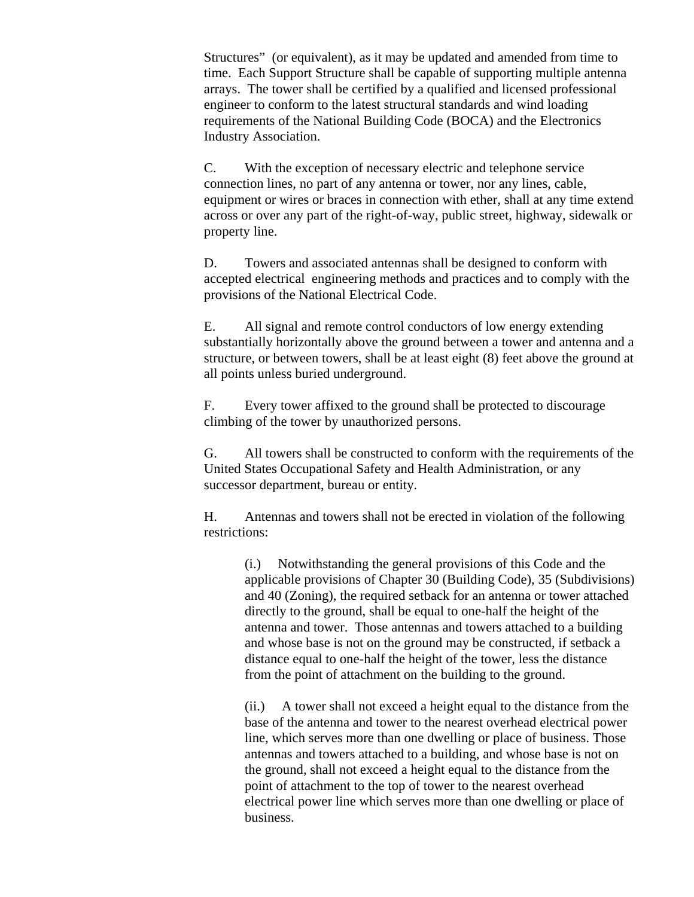Structures" (or equivalent), as it may be updated and amended from time to time. Each Support Structure shall be capable of supporting multiple antenna arrays. The tower shall be certified by a qualified and licensed professional engineer to conform to the latest structural standards and wind loading requirements of the National Building Code (BOCA) and the Electronics Industry Association.

C. With the exception of necessary electric and telephone service connection lines, no part of any antenna or tower, nor any lines, cable, equipment or wires or braces in connection with ether, shall at any time extend across or over any part of the right-of-way, public street, highway, sidewalk or property line.

D. Towers and associated antennas shall be designed to conform with accepted electrical engineering methods and practices and to comply with the provisions of the National Electrical Code.

E. All signal and remote control conductors of low energy extending substantially horizontally above the ground between a tower and antenna and a structure, or between towers, shall be at least eight (8) feet above the ground at all points unless buried underground.

F. Every tower affixed to the ground shall be protected to discourage climbing of the tower by unauthorized persons.

G. All towers shall be constructed to conform with the requirements of the United States Occupational Safety and Health Administration, or any successor department, bureau or entity.

H. Antennas and towers shall not be erected in violation of the following restrictions:

(i.) Notwithstanding the general provisions of this Code and the applicable provisions of Chapter 30 (Building Code), 35 (Subdivisions) and 40 (Zoning), the required setback for an antenna or tower attached directly to the ground, shall be equal to one-half the height of the antenna and tower. Those antennas and towers attached to a building and whose base is not on the ground may be constructed, if setback a distance equal to one-half the height of the tower, less the distance from the point of attachment on the building to the ground.

(ii.) A tower shall not exceed a height equal to the distance from the base of the antenna and tower to the nearest overhead electrical power line, which serves more than one dwelling or place of business. Those antennas and towers attached to a building, and whose base is not on the ground, shall not exceed a height equal to the distance from the point of attachment to the top of tower to the nearest overhead electrical power line which serves more than one dwelling or place of business.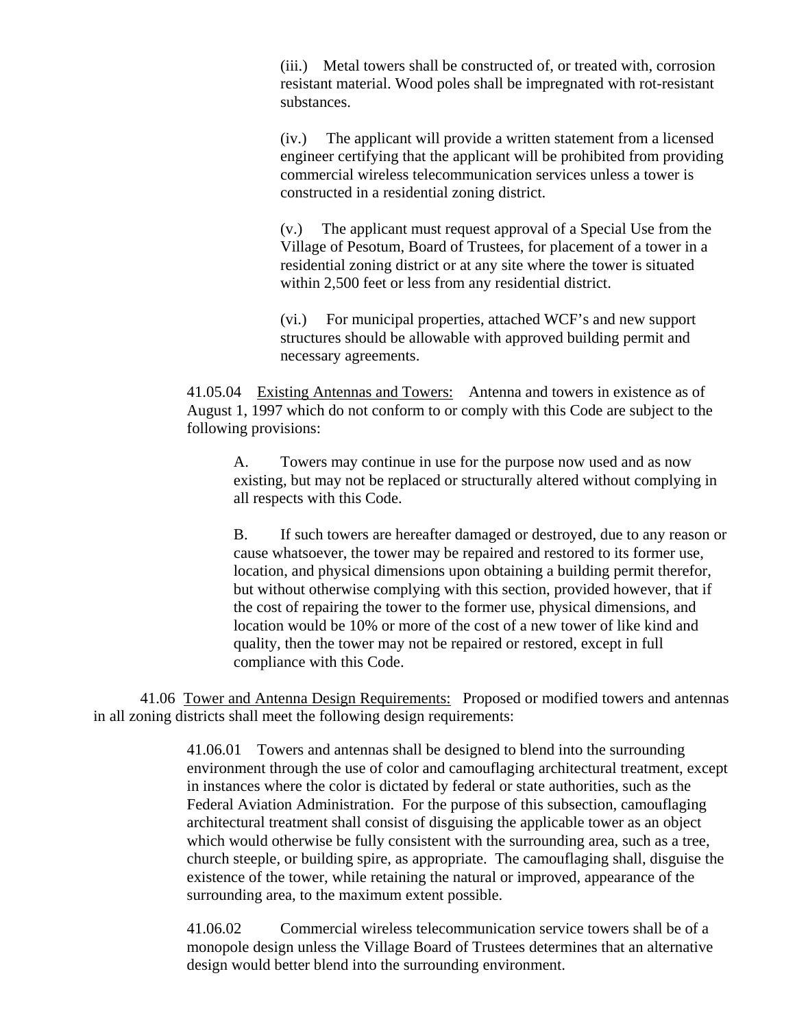(iii.) Metal towers shall be constructed of, or treated with, corrosion resistant material. Wood poles shall be impregnated with rot-resistant substances.

(iv.) The applicant will provide a written statement from a licensed engineer certifying that the applicant will be prohibited from providing commercial wireless telecommunication services unless a tower is constructed in a residential zoning district.

(v.) The applicant must request approval of a Special Use from the Village of Pesotum, Board of Trustees, for placement of a tower in a residential zoning district or at any site where the tower is situated within 2,500 feet or less from any residential district.

(vi.) For municipal properties, attached WCF's and new support structures should be allowable with approved building permit and necessary agreements.

41.05.04 <u>Existing Antennas and Towers:</u> Antenna and towers in existence as of August 1, 1997 which do not conform to or comply with this Code are subject to the following provisions:

A. Towers may continue in use for the purpose now used and as now existing, but may not be replaced or structurally altered without complying in all respects with this Code.

B. If such towers are hereafter damaged or destroyed, due to any reason or cause whatsoever, the tower may be repaired and restored to its former use, location, and physical dimensions upon obtaining a building permit therefor, but without otherwise complying with this section, provided however, that if the cost of repairing the tower to the former use, physical dimensions, and location would be 10% or more of the cost of a new tower of like kind and quality, then the tower may not be repaired or restored, except in full compliance with this Code.

41.06 <u>Tower and Antenna Design Requirements:</u> Proposed or modified towers and antennas in all zoning districts shall meet the following design requirements:

41.06.01 Towers and antennas shall be designed to blend into the surrounding environment through the use of color and camouflaging architectural treatment, except in instances where the color is dictated by federal or state authorities, such as the Federal Aviation Administration. For the purpose of this subsection, camouflaging architectural treatment shall consist of disguising the applicable tower as an object which would otherwise be fully consistent with the surrounding area, such as a tree, church steeple, or building spire, as appropriate. The camouflaging shall, disguise the existence of the tower, while retaining the natural or improved, appearance of the surrounding area, to the maximum extent possible.

41.06.02 Commercial wireless telecommunication service towers shall be of a monopole design unless the Village Board of Trustees determines that an alternative design would better blend into the surrounding environment.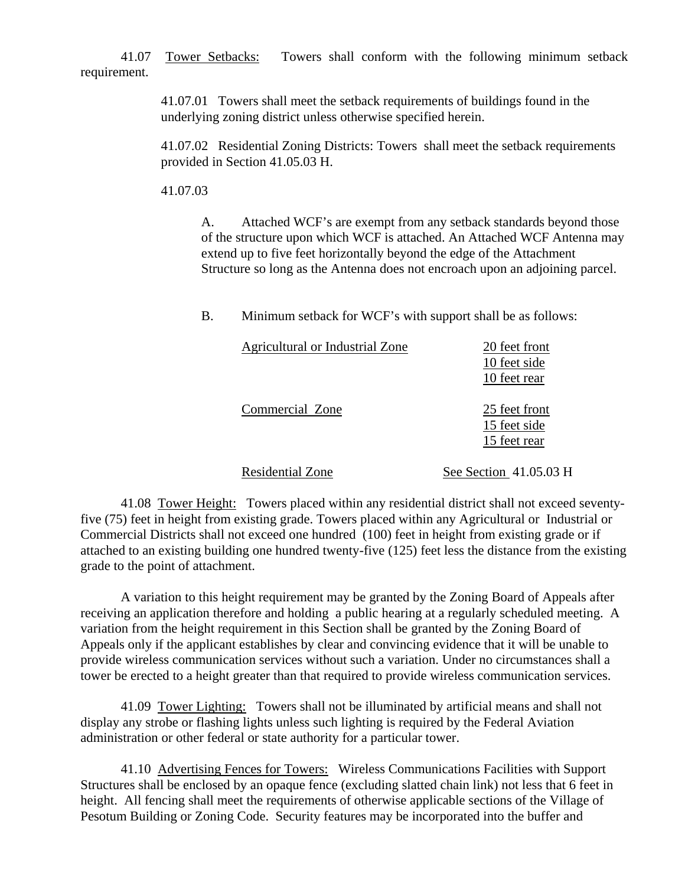41.07 Tower Setbacks: Towers shall conform with the following minimum setback requirement.

41.07.01 Towers shall meet the setback requirements of buildings found in the underlying zoning district unless otherwise specified herein.

41.07.02 Residential Zoning Districts: Towers shall meet the setback requirements provided in Section 41.05.03 H.

41.07.03

A. Attached WCF's are exempt from any setback standards beyond those of the structure upon which WCF is attached. An Attached WCF Antenna may extend up to five feet horizontally beyond the edge of the Attachment Structure so long as the Antenna does not encroach upon an adjoining parcel.

B. Minimum setback for WCF's with support shall be as follows:

| Zone | Setback |
| --- | --- |
| Agricultural or Industrial Zone | 20 feet front<br>10 feet side<br>10 feet rear |
| Commercial Zone | 25 feet front<br>15 feet side<br>15 feet rear |
| Residential Zone | See Section 41.05.03 H |

41.08 Tower Height: Towers placed within any residential district shall not exceed seventy-five (75) feet in height from existing grade. Towers placed within any Agricultural or Industrial or Commercial Districts shall not exceed one hundred (100) feet in height from existing grade or if attached to an existing building one hundred twenty-five (125) feet less the distance from the existing grade to the point of attachment.

A variation to this height requirement may be granted by the Zoning Board of Appeals after receiving an application therefore and holding a public hearing at a regularly scheduled meeting. A variation from the height requirement in this Section shall be granted by the Zoning Board of Appeals only if the applicant establishes by clear and convincing evidence that it will be unable to provide wireless communication services without such a variation. Under no circumstances shall a tower be erected to a height greater than that required to provide wireless communication services.

41.09 Tower Lighting: Towers shall not be illuminated by artificial means and shall not display any strobe or flashing lights unless such lighting is required by the Federal Aviation administration or other federal or state authority for a particular tower.

41.10 Advertising Fences for Towers: Wireless Communications Facilities with Support Structures shall be enclosed by an opaque fence (excluding slatted chain link) not less that 6 feet in height. All fencing shall meet the requirements of otherwise applicable sections of the Village of Pesotum Building or Zoning Code. Security features may be incorporated into the buffer and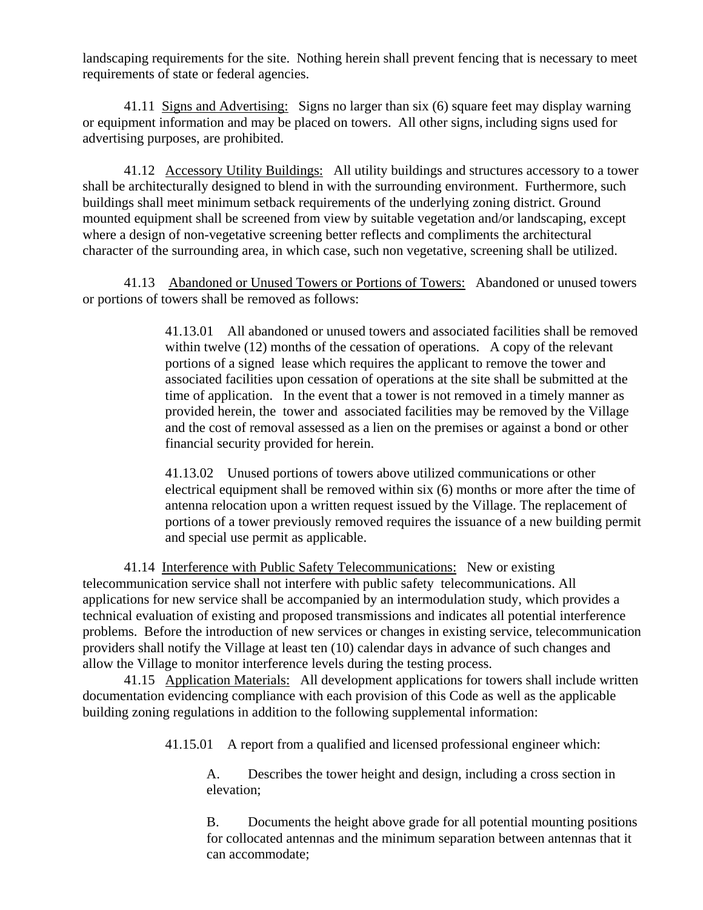landscaping requirements for the site. Nothing herein shall prevent fencing that is necessary to meet requirements of state or federal agencies.

41.11 Signs and Advertising: Signs no larger than six (6) square feet may display warning or equipment information and may be placed on towers. All other signs, including signs used for advertising purposes, are prohibited.

41.12 Accessory Utility Buildings: All utility buildings and structures accessory to a tower shall be architecturally designed to blend in with the surrounding environment. Furthermore, such buildings shall meet minimum setback requirements of the underlying zoning district. Ground mounted equipment shall be screened from view by suitable vegetation and/or landscaping, except where a design of non-vegetative screening better reflects and compliments the architectural character of the surrounding area, in which case, such non vegetative, screening shall be utilized.

41.13 Abandoned or Unused Towers or Portions of Towers: Abandoned or unused towers or portions of towers shall be removed as follows:

41.13.01 All abandoned or unused towers and associated facilities shall be removed within twelve (12) months of the cessation of operations. A copy of the relevant portions of a signed lease which requires the applicant to remove the tower and associated facilities upon cessation of operations at the site shall be submitted at the time of application. In the event that a tower is not removed in a timely manner as provided herein, the tower and associated facilities may be removed by the Village and the cost of removal assessed as a lien on the premises or against a bond or other financial security provided for herein.

41.13.02 Unused portions of towers above utilized communications or other electrical equipment shall be removed within six (6) months or more after the time of antenna relocation upon a written request issued by the Village. The replacement of portions of a tower previously removed requires the issuance of a new building permit and special use permit as applicable.

41.14 Interference with Public Safety Telecommunications: New or existing telecommunication service shall not interfere with public safety telecommunications. All applications for new service shall be accompanied by an intermodulation study, which provides a technical evaluation of existing and proposed transmissions and indicates all potential interference problems. Before the introduction of new services or changes in existing service, telecommunication providers shall notify the Village at least ten (10) calendar days in advance of such changes and allow the Village to monitor interference levels during the testing process.

41.15 Application Materials: All development applications for towers shall include written documentation evidencing compliance with each provision of this Code as well as the applicable building zoning regulations in addition to the following supplemental information:

41.15.01 A report from a qualified and licensed professional engineer which:

A. Describes the tower height and design, including a cross section in elevation;

B. Documents the height above grade for all potential mounting positions for collocated antennas and the minimum separation between antennas that it can accommodate;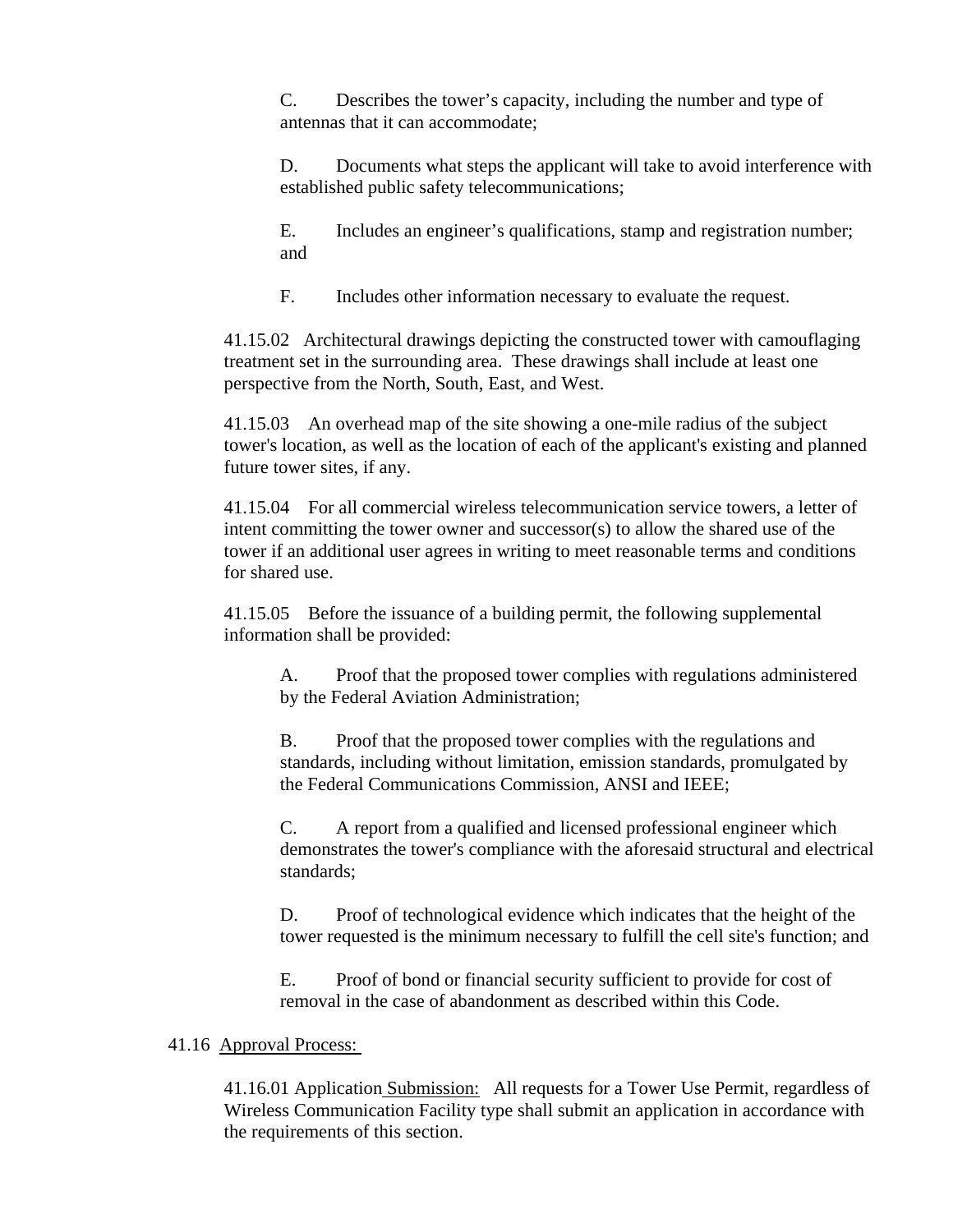C. Describes the tower's capacity, including the number and type of antennas that it can accommodate;

D. Documents what steps the applicant will take to avoid interference with established public safety telecommunications;

E. Includes an engineer's qualifications, stamp and registration number; and

F. Includes other information necessary to evaluate the request.

41.15.02 Architectural drawings depicting the constructed tower with camouflaging treatment set in the surrounding area. These drawings shall include at least one perspective from the North, South, East, and West.

41.15.03 An overhead map of the site showing a one-mile radius of the subject tower's location, as well as the location of each of the applicant's existing and planned future tower sites, if any.

41.15.04 For all commercial wireless telecommunication service towers, a letter of intent committing the tower owner and successor(s) to allow the shared use of the tower if an additional user agrees in writing to meet reasonable terms and conditions for shared use.

41.15.05 Before the issuance of a building permit, the following supplemental information shall be provided:

A. Proof that the proposed tower complies with regulations administered by the Federal Aviation Administration;

B. Proof that the proposed tower complies with the regulations and standards, including without limitation, emission standards, promulgated by the Federal Communications Commission, ANSI and IEEE;

C. A report from a qualified and licensed professional engineer which demonstrates the tower's compliance with the aforesaid structural and electrical standards;

D. Proof of technological evidence which indicates that the height of the tower requested is the minimum necessary to fulfill the cell site's function; and

E. Proof of bond or financial security sufficient to provide for cost of removal in the case of abandonment as described within this Code.

41.16 Approval Process:

41.16.01 Application Submission: All requests for a Tower Use Permit, regardless of Wireless Communication Facility type shall submit an application in accordance with the requirements of this section.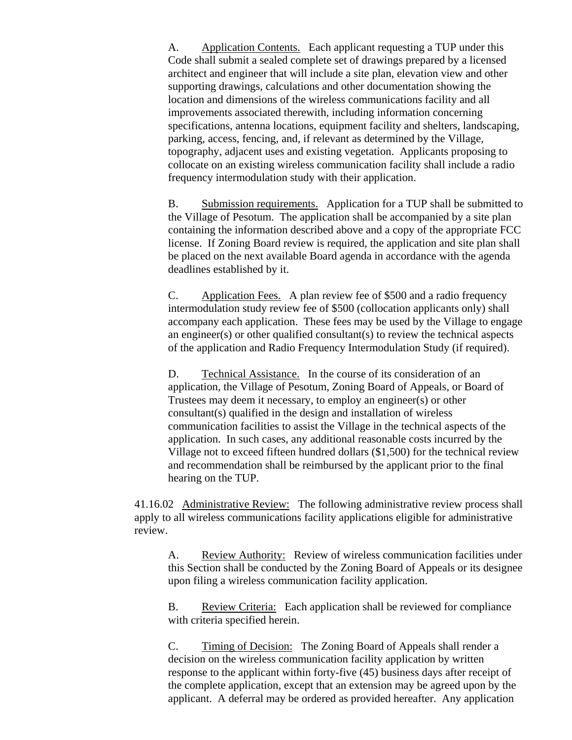A. <u>Application Contents.</u> Each applicant requesting a TUP under this Code shall submit a sealed complete set of drawings prepared by a licensed architect and engineer that will include a site plan, elevation view and other supporting drawings, calculations and other documentation showing the location and dimensions of the wireless communications facility and all improvements associated therewith, including information concerning specifications, antenna locations, equipment facility and shelters, landscaping, parking, access, fencing, and, if relevant as determined by the Village, topography, adjacent uses and existing vegetation. Applicants proposing to collocate on an existing wireless communication facility shall include a radio frequency intermodulation study with their application.

B. <u>Submission requirements.</u> Application for a TUP shall be submitted to the Village of Pesotum. The application shall be accompanied by a site plan containing the information described above and a copy of the appropriate FCC license. If Zoning Board review is required, the application and site plan shall be placed on the next available Board agenda in accordance with the agenda deadlines established by it.

C. <u>Application Fees.</u> A plan review fee of $500 and a radio frequency intermodulation study review fee of $500 (collocation applicants only) shall accompany each application. These fees may be used by the Village to engage an engineer(s) or other qualified consultant(s) to review the technical aspects of the application and Radio Frequency Intermodulation Study (if required).

D. <u>Technical Assistance.</u> In the course of its consideration of an application, the Village of Pesotum, Zoning Board of Appeals, or Board of Trustees may deem it necessary, to employ an engineer(s) or other consultant(s) qualified in the design and installation of wireless communication facilities to assist the Village in the technical aspects of the application. In such cases, any additional reasonable costs incurred by the Village not to exceed fifteen hundred dollars ($1,500) for the technical review and recommendation shall be reimbursed by the applicant prior to the final hearing on the TUP.

41.16.02 <u>Administrative Review:</u> The following administrative review process shall apply to all wireless communications facility applications eligible for administrative review.

A. <u>Review Authority:</u> Review of wireless communication facilities under this Section shall be conducted by the Zoning Board of Appeals or its designee upon filing a wireless communication facility application.

B. <u>Review Criteria:</u> Each application shall be reviewed for compliance with criteria specified herein.

C. <u>Timing of Decision:</u> The Zoning Board of Appeals shall render a decision on the wireless communication facility application by written response to the applicant within forty-five (45) business days after receipt of the complete application, except that an extension may be agreed upon by the applicant. A deferral may be ordered as provided hereafter. Any application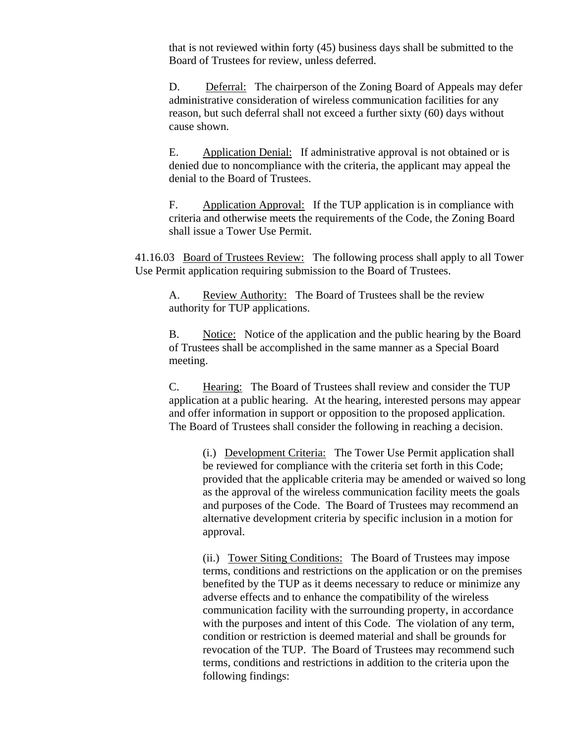that is not reviewed within forty (45) business days shall be submitted to the Board of Trustees for review, unless deferred.

D. Deferral: The chairperson of the Zoning Board of Appeals may defer administrative consideration of wireless communication facilities for any reason, but such deferral shall not exceed a further sixty (60) days without cause shown.

E. Application Denial: If administrative approval is not obtained or is denied due to noncompliance with the criteria, the applicant may appeal the denial to the Board of Trustees.

F. Application Approval: If the TUP application is in compliance with criteria and otherwise meets the requirements of the Code, the Zoning Board shall issue a Tower Use Permit.

41.16.03 Board of Trustees Review: The following process shall apply to all Tower Use Permit application requiring submission to the Board of Trustees.

A. Review Authority: The Board of Trustees shall be the review authority for TUP applications.

B. Notice: Notice of the application and the public hearing by the Board of Trustees shall be accomplished in the same manner as a Special Board meeting.

C. Hearing: The Board of Trustees shall review and consider the TUP application at a public hearing. At the hearing, interested persons may appear and offer information in support or opposition to the proposed application. The Board of Trustees shall consider the following in reaching a decision.

(i.) Development Criteria: The Tower Use Permit application shall be reviewed for compliance with the criteria set forth in this Code; provided that the applicable criteria may be amended or waived so long as the approval of the wireless communication facility meets the goals and purposes of the Code. The Board of Trustees may recommend an alternative development criteria by specific inclusion in a motion for approval.

(ii.) Tower Siting Conditions: The Board of Trustees may impose terms, conditions and restrictions on the application or on the premises benefited by the TUP as it deems necessary to reduce or minimize any adverse effects and to enhance the compatibility of the wireless communication facility with the surrounding property, in accordance with the purposes and intent of this Code. The violation of any term, condition or restriction is deemed material and shall be grounds for revocation of the TUP. The Board of Trustees may recommend such terms, conditions and restrictions in addition to the criteria upon the following findings: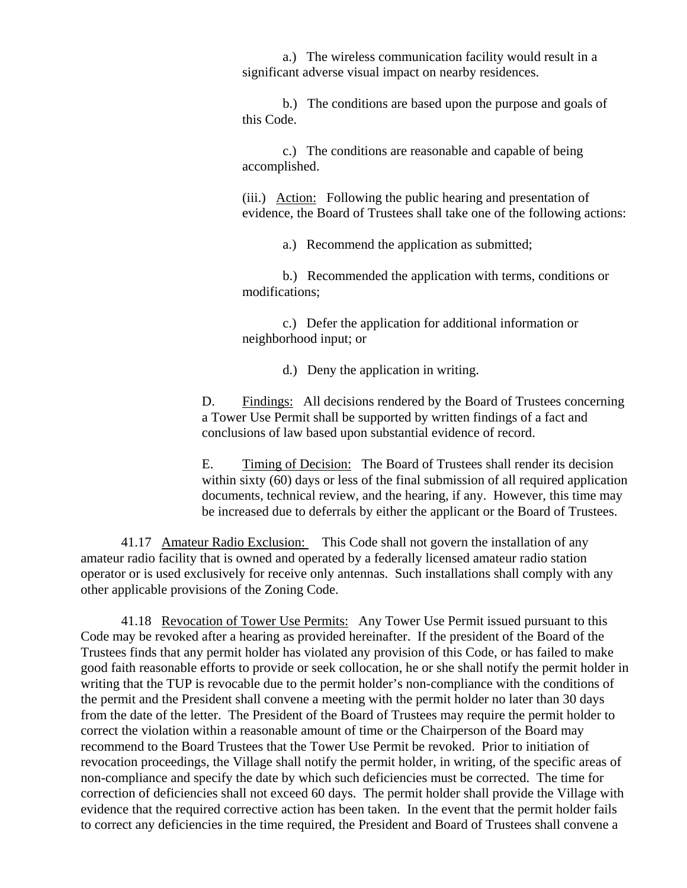a.) The wireless communication facility would result in a significant adverse visual impact on nearby residences.

b.) The conditions are based upon the purpose and goals of this Code.

c.) The conditions are reasonable and capable of being accomplished.

(iii.) Action: Following the public hearing and presentation of evidence, the Board of Trustees shall take one of the following actions:

a.) Recommend the application as submitted;

b.) Recommended the application with terms, conditions or modifications;

c.) Defer the application for additional information or neighborhood input; or

d.) Deny the application in writing.

D. Findings: All decisions rendered by the Board of Trustees concerning a Tower Use Permit shall be supported by written findings of a fact and conclusions of law based upon substantial evidence of record.

E. Timing of Decision: The Board of Trustees shall render its decision within sixty (60) days or less of the final submission of all required application documents, technical review, and the hearing, if any. However, this time may be increased due to deferrals by either the applicant or the Board of Trustees.

41.17 Amateur Radio Exclusion: This Code shall not govern the installation of any amateur radio facility that is owned and operated by a federally licensed amateur radio station operator or is used exclusively for receive only antennas. Such installations shall comply with any other applicable provisions of the Zoning Code.

41.18 Revocation of Tower Use Permits: Any Tower Use Permit issued pursuant to this Code may be revoked after a hearing as provided hereinafter. If the president of the Board of the Trustees finds that any permit holder has violated any provision of this Code, or has failed to make good faith reasonable efforts to provide or seek collocation, he or she shall notify the permit holder in writing that the TUP is revocable due to the permit holder's non-compliance with the conditions of the permit and the President shall convene a meeting with the permit holder no later than 30 days from the date of the letter. The President of the Board of Trustees may require the permit holder to correct the violation within a reasonable amount of time or the Chairperson of the Board may recommend to the Board Trustees that the Tower Use Permit be revoked. Prior to initiation of revocation proceedings, the Village shall notify the permit holder, in writing, of the specific areas of non-compliance and specify the date by which such deficiencies must be corrected. The time for correction of deficiencies shall not exceed 60 days. The permit holder shall provide the Village with evidence that the required corrective action has been taken. In the event that the permit holder fails to correct any deficiencies in the time required, the President and Board of Trustees shall convene a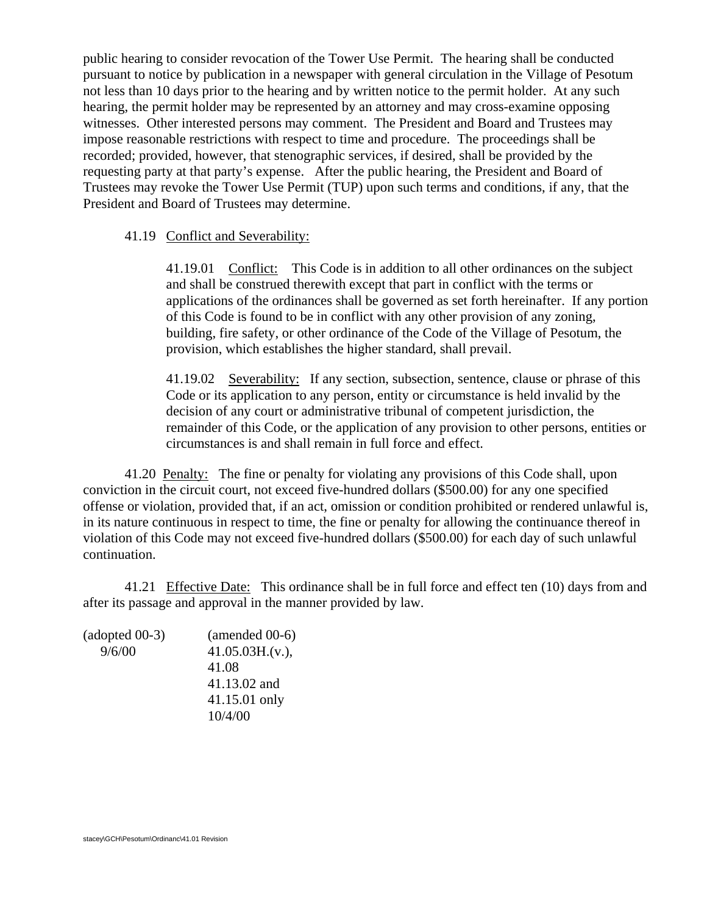public hearing to consider revocation of the Tower Use Permit. The hearing shall be conducted pursuant to notice by publication in a newspaper with general circulation in the Village of Pesotum not less than 10 days prior to the hearing and by written notice to the permit holder. At any such hearing, the permit holder may be represented by an attorney and may cross-examine opposing witnesses. Other interested persons may comment. The President and Board and Trustees may impose reasonable restrictions with respect to time and procedure. The proceedings shall be recorded; provided, however, that stenographic services, if desired, shall be provided by the requesting party at that party's expense. After the public hearing, the President and Board of Trustees may revoke the Tower Use Permit (TUP) upon such terms and conditions, if any, that the President and Board of Trustees may determine.

41.19 Conflict and Severability:

41.19.01 Conflict: This Code is in addition to all other ordinances on the subject and shall be construed therewith except that part in conflict with the terms or applications of the ordinances shall be governed as set forth hereinafter. If any portion of this Code is found to be in conflict with any other provision of any zoning, building, fire safety, or other ordinance of the Code of the Village of Pesotum, the provision, which establishes the higher standard, shall prevail.

41.19.02 Severability: If any section, subsection, sentence, clause or phrase of this Code or its application to any person, entity or circumstance is held invalid by the decision of any court or administrative tribunal of competent jurisdiction, the remainder of this Code, or the application of any provision to other persons, entities or circumstances is and shall remain in full force and effect.

41.20 Penalty: The fine or penalty for violating any provisions of this Code shall, upon conviction in the circuit court, not exceed five-hundred dollars ($500.00) for any one specified offense or violation, provided that, if an act, omission or condition prohibited or rendered unlawful is, in its nature continuous in respect to time, the fine or penalty for allowing the continuance thereof in violation of this Code may not exceed five-hundred dollars ($500.00) for each day of such unlawful continuation.

41.21 Effective Date: This ordinance shall be in full force and effect ten (10) days from and after its passage and approval in the manner provided by law.

(adopted 00-3)
9/6/00

(amended 00-6)
41.05.03H.(v.),
41.08
41.13.02 and
41.15.01 only
10/4/00

stacey\GCH\Pesotum\Ordinanc\41.01 Revision